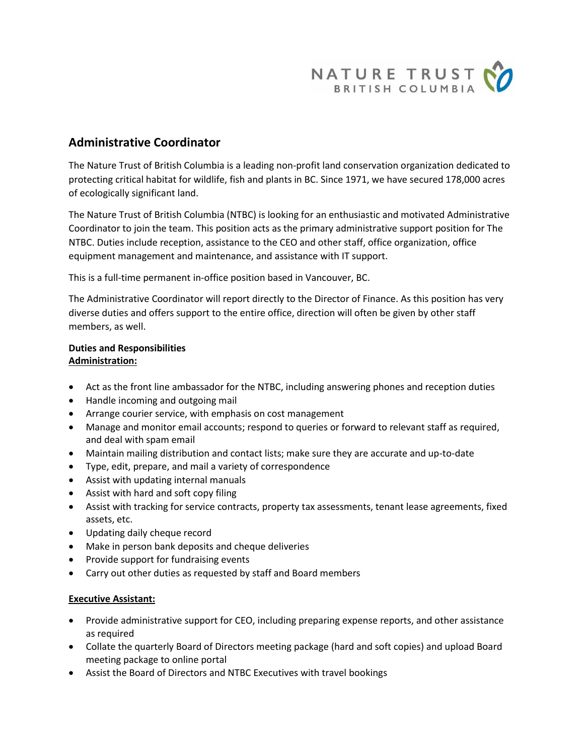NATURE TRUST
BRITISH COLUMBIA

## Administrative Coordinator

The Nature Trust of British Columbia is a leading non-profit land conservation organization dedicated to protecting critical habitat for wildlife, fish and plants in BC. Since 1971, we have secured 178,000 acres of ecologically significant land.

The Nature Trust of British Columbia (NTBC) is looking for an enthusiastic and motivated Administrative Coordinator to join the team. This position acts as the primary administrative support position for The NTBC. Duties include reception, assistance to the CEO and other staff, office organization, office equipment management and maintenance, and assistance with IT support.

This is a full-time permanent in-office position based in Vancouver, BC.

The Administrative Coordinator will report directly to the Director of Finance. As this position has very diverse duties and offers support to the entire office, direction will often be given by other staff members, as well.

**Duties and Responsibilities**

**Administration:**

- Act as the front line ambassador for the NTBC, including answering phones and reception duties
- Handle incoming and outgoing mail
- Arrange courier service, with emphasis on cost management
- Manage and monitor email accounts; respond to queries or forward to relevant staff as required, and deal with spam email
- Maintain mailing distribution and contact lists; make sure they are accurate and up-to-date
- Type, edit, prepare, and mail a variety of correspondence
- Assist with updating internal manuals
- Assist with hard and soft copy filing
- Assist with tracking for service contracts, property tax assessments, tenant lease agreements, fixed assets, etc.
- Updating daily cheque record
- Make in person bank deposits and cheque deliveries
- Provide support for fundraising events
- Carry out other duties as requested by staff and Board members

**Executive Assistant:**

- Provide administrative support for CEO, including preparing expense reports, and other assistance as required
- Collate the quarterly Board of Directors meeting package (hard and soft copies) and upload Board meeting package to online portal
- Assist the Board of Directors and NTBC Executives with travel bookings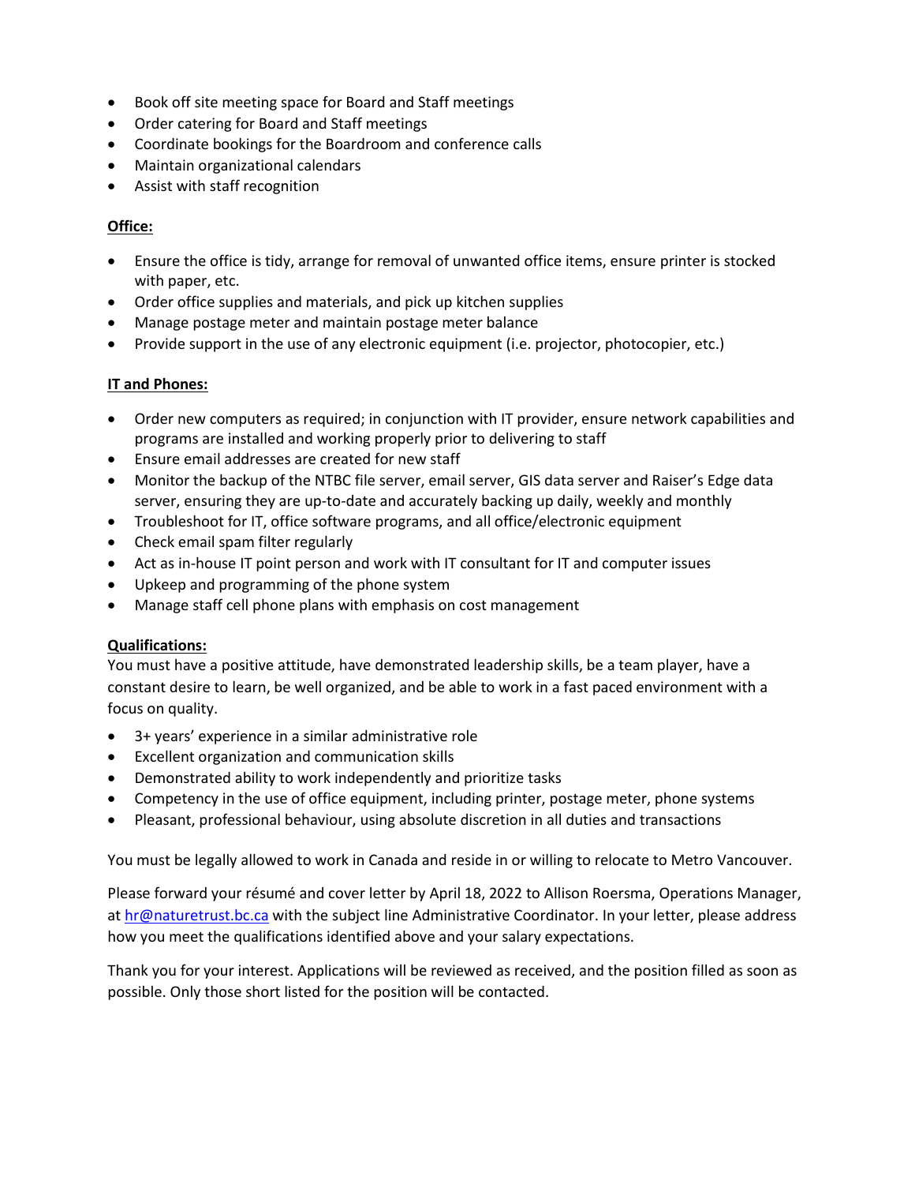- Book off site meeting space for Board and Staff meetings
- Order catering for Board and Staff meetings
- Coordinate bookings for the Boardroom and conference calls
- Maintain organizational calendars
- Assist with staff recognition

**Office:**

- Ensure the office is tidy, arrange for removal of unwanted office items, ensure printer is stocked with paper, etc.
- Order office supplies and materials, and pick up kitchen supplies
- Manage postage meter and maintain postage meter balance
- Provide support in the use of any electronic equipment (i.e. projector, photocopier, etc.)

**IT and Phones:**

- Order new computers as required; in conjunction with IT provider, ensure network capabilities and programs are installed and working properly prior to delivering to staff
- Ensure email addresses are created for new staff
- Monitor the backup of the NTBC file server, email server, GIS data server and Raiser's Edge data server, ensuring they are up-to-date and accurately backing up daily, weekly and monthly
- Troubleshoot for IT, office software programs, and all office/electronic equipment
- Check email spam filter regularly
- Act as in-house IT point person and work with IT consultant for IT and computer issues
- Upkeep and programming of the phone system
- Manage staff cell phone plans with emphasis on cost management

**Qualifications:**

You must have a positive attitude, have demonstrated leadership skills, be a team player, have a constant desire to learn, be well organized, and be able to work in a fast paced environment with a focus on quality.

- 3+ years' experience in a similar administrative role
- Excellent organization and communication skills
- Demonstrated ability to work independently and prioritize tasks
- Competency in the use of office equipment, including printer, postage meter, phone systems
- Pleasant, professional behaviour, using absolute discretion in all duties and transactions

You must be legally allowed to work in Canada and reside in or willing to relocate to Metro Vancouver.

Please forward your résumé and cover letter by April 18, 2022 to Allison Roersma, Operations Manager, at hr@naturetrust.bc.ca with the subject line Administrative Coordinator. In your letter, please address how you meet the qualifications identified above and your salary expectations.

Thank you for your interest. Applications will be reviewed as received, and the position filled as soon as possible. Only those short listed for the position will be contacted.